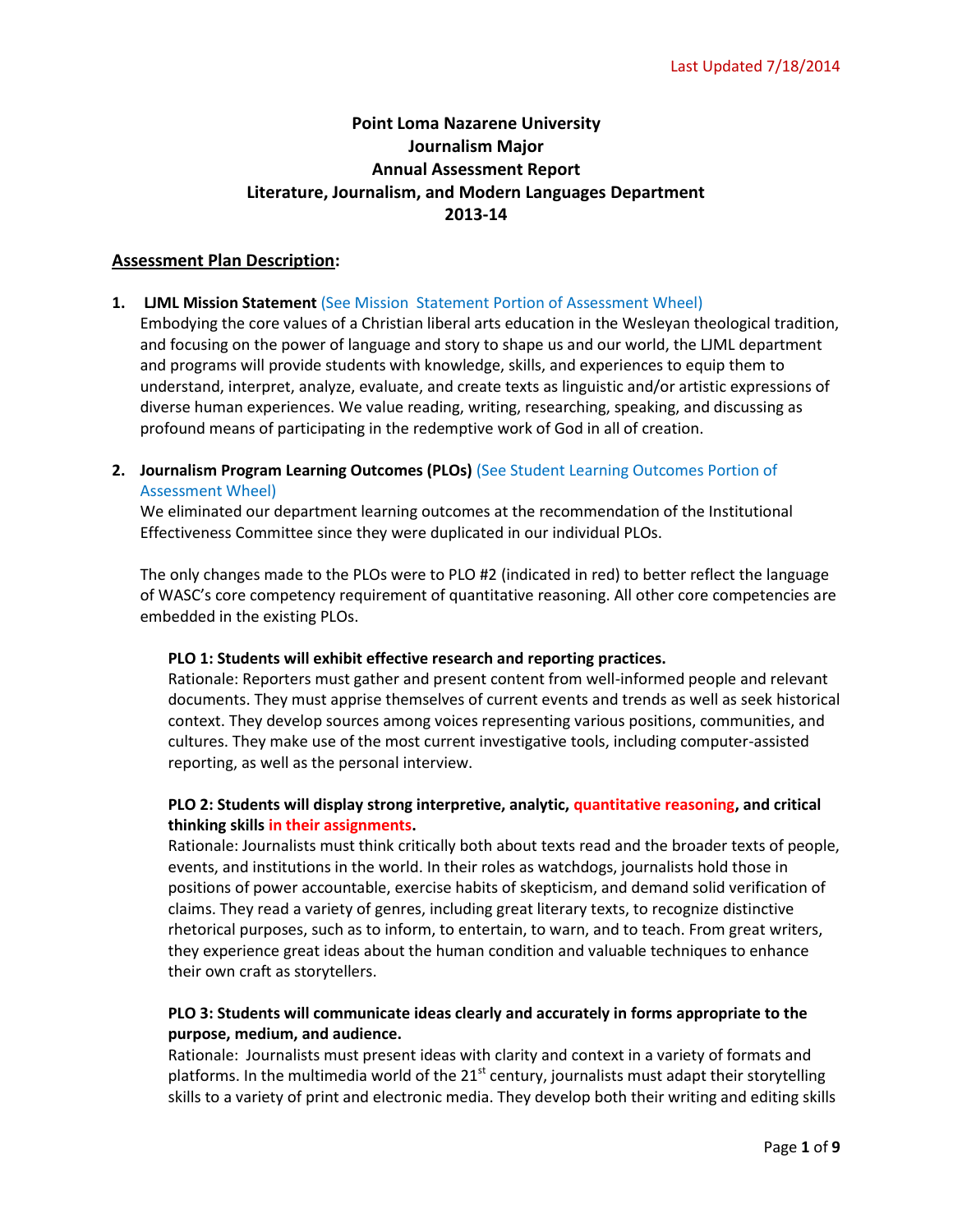Last Updated 7/18/2014

# Point Loma Nazarene University
# Journalism Major
# Annual Assessment Report
# Literature, Journalism, and Modern Languages Department
# 2013-14

## Assessment Plan Description:

1. **LJML Mission Statement** (See Mission Statement Portion of Assessment Wheel)
   Embodying the core values of a Christian liberal arts education in the Wesleyan theological tradition, and focusing on the power of language and story to shape us and our world, the LJML department and programs will provide students with knowledge, skills, and experiences to equip them to understand, interpret, analyze, evaluate, and create texts as linguistic and/or artistic expressions of diverse human experiences. We value reading, writing, researching, speaking, and discussing as profound means of participating in the redemptive work of God in all of creation.

2. **Journalism Program Learning Outcomes (PLOs)** (See Student Learning Outcomes Portion of Assessment Wheel)
   We eliminated our department learning outcomes at the recommendation of the Institutional Effectiveness Committee since they were duplicated in our individual PLOs.

   The only changes made to the PLOs were to PLO #2 (indicated in red) to better reflect the language of WASC's core competency requirement of quantitative reasoning. All other core competencies are embedded in the existing PLOs.

   **PLO 1: Students will exhibit effective research and reporting practices.**
   Rationale: Reporters must gather and present content from well-informed people and relevant documents. They must apprise themselves of current events and trends as well as seek historical context. They develop sources among voices representing various positions, communities, and cultures. They make use of the most current investigative tools, including computer-assisted reporting, as well as the personal interview.

   **PLO 2: Students will display strong interpretive, analytic, quantitative reasoning, and critical thinking skills in their assignments.**
   Rationale: Journalists must think critically both about texts read and the broader texts of people, events, and institutions in the world. In their roles as watchdogs, journalists hold those in positions of power accountable, exercise habits of skepticism, and demand solid verification of claims. They read a variety of genres, including great literary texts, to recognize distinctive rhetorical purposes, such as to inform, to entertain, to warn, and to teach. From great writers, they experience great ideas about the human condition and valuable techniques to enhance their own craft as storytellers.

   **PLO 3: Students will communicate ideas clearly and accurately in forms appropriate to the purpose, medium, and audience.**
   Rationale: Journalists must present ideas with clarity and context in a variety of formats and platforms. In the multimedia world of the 21st century, journalists must adapt their storytelling skills to a variety of print and electronic media. They develop both their writing and editing skills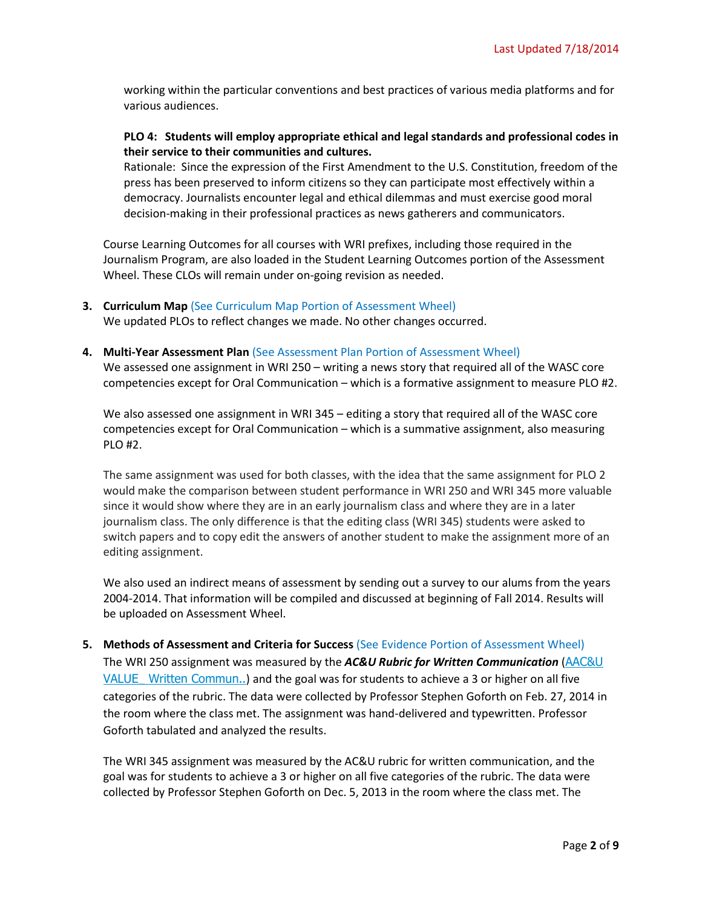working within the particular conventions and best practices of various media platforms and for various audiences.

**PLO 4: Students will employ appropriate ethical and legal standards and professional codes in their service to their communities and cultures.**
Rationale: Since the expression of the First Amendment to the U.S. Constitution, freedom of the press has been preserved to inform citizens so they can participate most effectively within a democracy. Journalists encounter legal and ethical dilemmas and must exercise good moral decision-making in their professional practices as news gatherers and communicators.

Course Learning Outcomes for all courses with WRI prefixes, including those required in the Journalism Program, are also loaded in the Student Learning Outcomes portion of the Assessment Wheel. These CLOs will remain under on-going revision as needed.

3. **Curriculum Map** (See Curriculum Map Portion of Assessment Wheel)
We updated PLOs to reflect changes we made. No other changes occurred.

4. **Multi-Year Assessment Plan** (See Assessment Plan Portion of Assessment Wheel)
We assessed one assignment in WRI 250 – writing a news story that required all of the WASC core competencies except for Oral Communication – which is a formative assignment to measure PLO #2.

   We also assessed one assignment in WRI 345 – editing a story that required all of the WASC core competencies except for Oral Communication – which is a summative assignment, also measuring PLO #2.

   The same assignment was used for both classes, with the idea that the same assignment for PLO 2 would make the comparison between student performance in WRI 250 and WRI 345 more valuable since it would show where they are in an early journalism class and where they are in a later journalism class. The only difference is that the editing class (WRI 345) students were asked to switch papers and to copy edit the answers of another student to make the assignment more of an editing assignment.

   We also used an indirect means of assessment by sending out a survey to our alums from the years 2004-2014. That information will be compiled and discussed at beginning of Fall 2014. Results will be uploaded on Assessment Wheel.

5. **Methods of Assessment and Criteria for Success** (See Evidence Portion of Assessment Wheel)
The WRI 250 assignment was measured by the ***AC&U Rubric for Written Communication*** (AAC&U VALUE Written Commun..) and the goal was for students to achieve a 3 or higher on all five categories of the rubric. The data were collected by Professor Stephen Goforth on Feb. 27, 2014 in the room where the class met. The assignment was hand-delivered and typewritten. Professor Goforth tabulated and analyzed the results.

   The WRI 345 assignment was measured by the AC&U rubric for written communication, and the goal was for students to achieve a 3 or higher on all five categories of the rubric. The data were collected by Professor Stephen Goforth on Dec. 5, 2013 in the room where the class met. The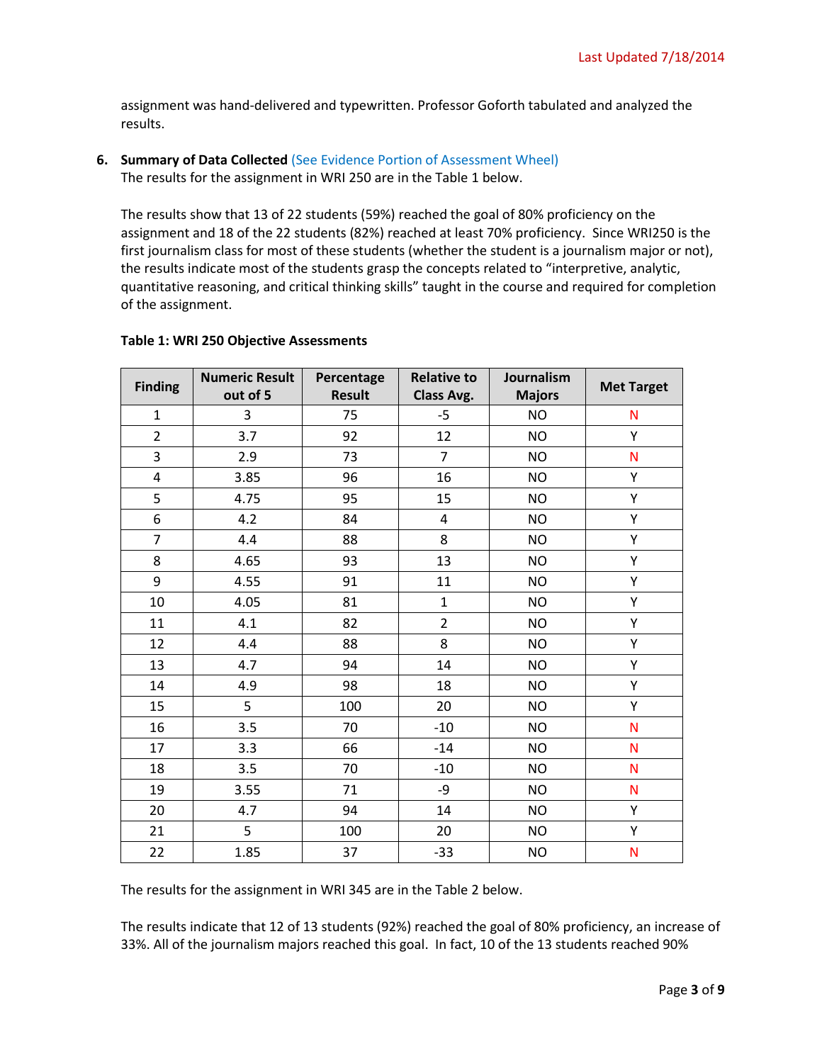assignment was hand-delivered and typewritten. Professor Goforth tabulated and analyzed the results.

6. **Summary of Data Collected** (See Evidence Portion of Assessment Wheel)
   The results for the assignment in WRI 250 are in the Table 1 below.

   The results show that 13 of 22 students (59%) reached the goal of 80% proficiency on the assignment and 18 of the 22 students (82%) reached at least 70% proficiency. Since WRI250 is the first journalism class for most of these students (whether the student is a journalism major or not), the results indicate most of the students grasp the concepts related to "interpretive, analytic, quantitative reasoning, and critical thinking skills" taught in the course and required for completion of the assignment.

**Table 1: WRI 250 Objective Assessments**

| Finding | Numeric Result out of 5 | Percentage Result | Relative to Class Avg. | Journalism Majors | Met Target |
|---|---|---|---|---|---|
| 1 | 3 | 75 | -5 | NO | N |
| 2 | 3.7 | 92 | 12 | NO | Y |
| 3 | 2.9 | 73 | 7 | NO | N |
| 4 | 3.85 | 96 | 16 | NO | Y |
| 5 | 4.75 | 95 | 15 | NO | Y |
| 6 | 4.2 | 84 | 4 | NO | Y |
| 7 | 4.4 | 88 | 8 | NO | Y |
| 8 | 4.65 | 93 | 13 | NO | Y |
| 9 | 4.55 | 91 | 11 | NO | Y |
| 10 | 4.05 | 81 | 1 | NO | Y |
| 11 | 4.1 | 82 | 2 | NO | Y |
| 12 | 4.4 | 88 | 8 | NO | Y |
| 13 | 4.7 | 94 | 14 | NO | Y |
| 14 | 4.9 | 98 | 18 | NO | Y |
| 15 | 5 | 100 | 20 | NO | Y |
| 16 | 3.5 | 70 | -10 | NO | N |
| 17 | 3.3 | 66 | -14 | NO | N |
| 18 | 3.5 | 70 | -10 | NO | N |
| 19 | 3.55 | 71 | -9 | NO | N |
| 20 | 4.7 | 94 | 14 | NO | Y |
| 21 | 5 | 100 | 20 | NO | Y |
| 22 | 1.85 | 37 | -33 | NO | N |

The results for the assignment in WRI 345 are in the Table 2 below.

The results indicate that 12 of 13 students (92%) reached the goal of 80% proficiency, an increase of 33%. All of the journalism majors reached this goal. In fact, 10 of the 13 students reached 90%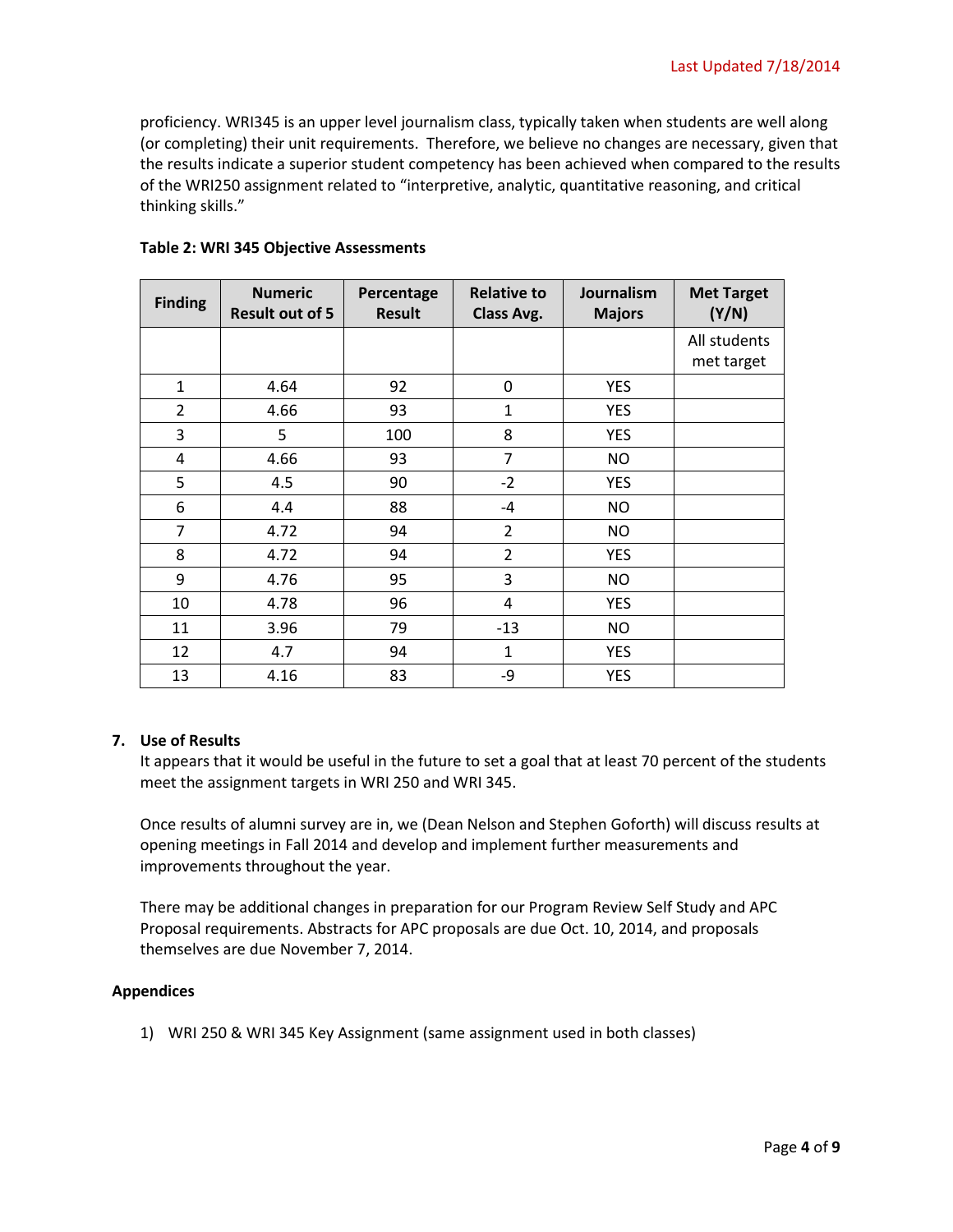proficiency. WRI345 is an upper level journalism class, typically taken when students are well along (or completing) their unit requirements. Therefore, we believe no changes are necessary, given that the results indicate a superior student competency has been achieved when compared to the results of the WRI250 assignment related to "interpretive, analytic, quantitative reasoning, and critical thinking skills."

**Table 2: WRI 345 Objective Assessments**

| Finding | Numeric Result out of 5 | Percentage Result | Relative to Class Avg. | Journalism Majors | Met Target (Y/N) |
|---|---|---|---|---|---|
| | | | | | All students met target |
| 1 | 4.64 | 92 | 0 | YES | |
| 2 | 4.66 | 93 | 1 | YES | |
| 3 | 5 | 100 | 8 | YES | |
| 4 | 4.66 | 93 | 7 | NO | |
| 5 | 4.5 | 90 | -2 | YES | |
| 6 | 4.4 | 88 | -4 | NO | |
| 7 | 4.72 | 94 | 2 | NO | |
| 8 | 4.72 | 94 | 2 | YES | |
| 9 | 4.76 | 95 | 3 | NO | |
| 10 | 4.78 | 96 | 4 | YES | |
| 11 | 3.96 | 79 | -13 | NO | |
| 12 | 4.7 | 94 | 1 | YES | |
| 13 | 4.16 | 83 | -9 | YES | |

7. **Use of Results**

   It appears that it would be useful in the future to set a goal that at least 70 percent of the students meet the assignment targets in WRI 250 and WRI 345.

   Once results of alumni survey are in, we (Dean Nelson and Stephen Goforth) will discuss results at opening meetings in Fall 2014 and develop and implement further measurements and improvements throughout the year.

   There may be additional changes in preparation for our Program Review Self Study and APC Proposal requirements. Abstracts for APC proposals are due Oct. 10, 2014, and proposals themselves are due November 7, 2014.

**Appendices**

1) WRI 250 & WRI 345 Key Assignment (same assignment used in both classes)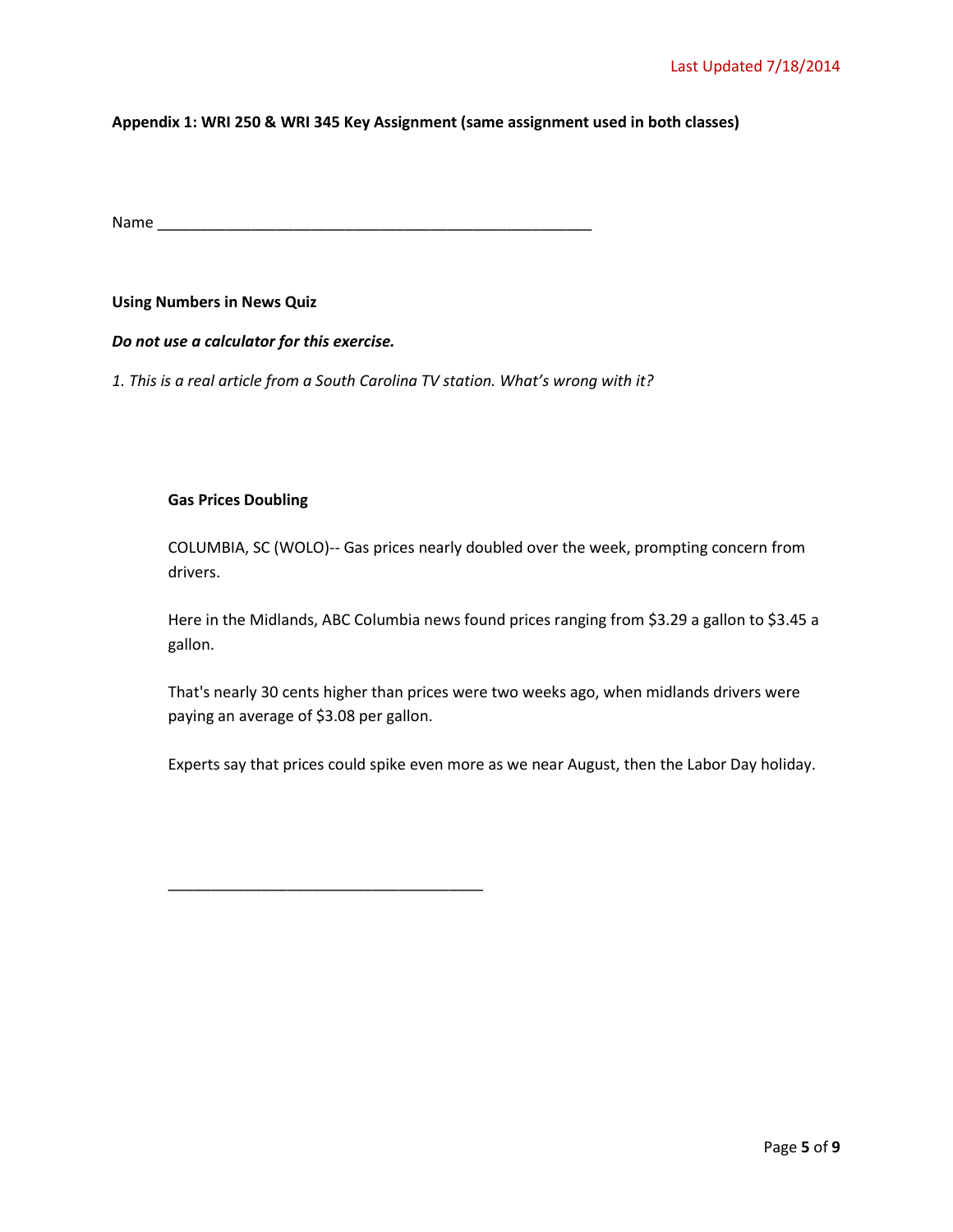**Appendix 1: WRI 250 & WRI 345 Key Assignment (same assignment used in both classes)**

Name ____________________________________________________

**Using Numbers in News Quiz**

***Do not use a calculator for this exercise.***

*1. This is a real article from a South Carolina TV station. What's wrong with it?*

> **Gas Prices Doubling**
>
> COLUMBIA, SC (WOLO)-- Gas prices nearly doubled over the week, prompting concern from drivers.
>
> Here in the Midlands, ABC Columbia news found prices ranging from $3.29 a gallon to $3.45 a gallon.
>
> That's nearly 30 cents higher than prices were two weeks ago, when midlands drivers were paying an average of $3.08 per gallon.
>
> Experts say that prices could spike even more as we near August, then the Labor Day holiday.

_____________________________________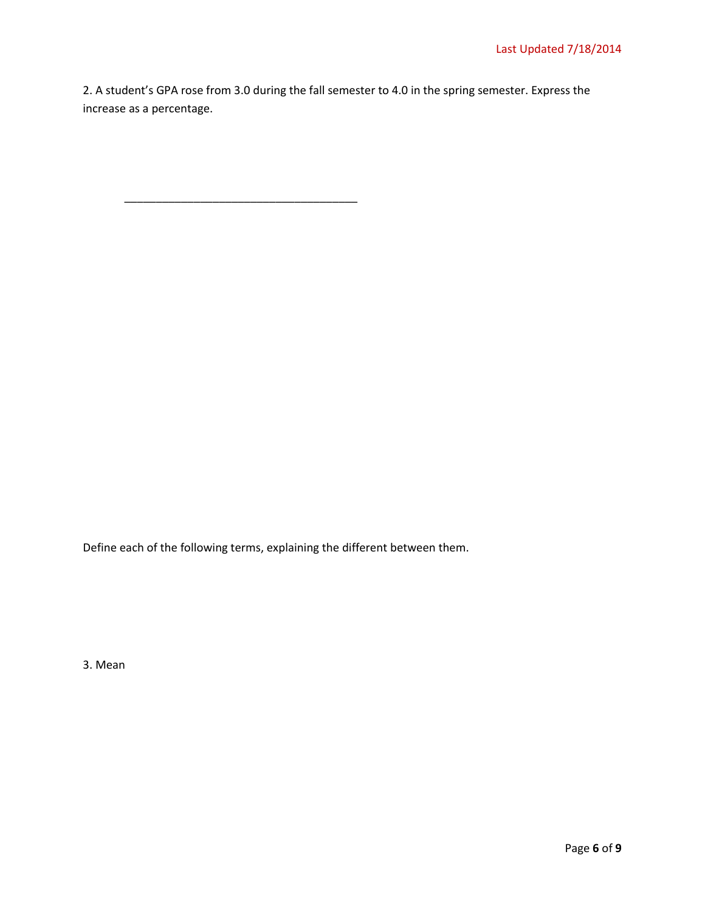2. A student's GPA rose from 3.0 during the fall semester to 4.0 in the spring semester. Express the increase as a percentage.

____________________________________

Define each of the following terms, explaining the different between them.

3. Mean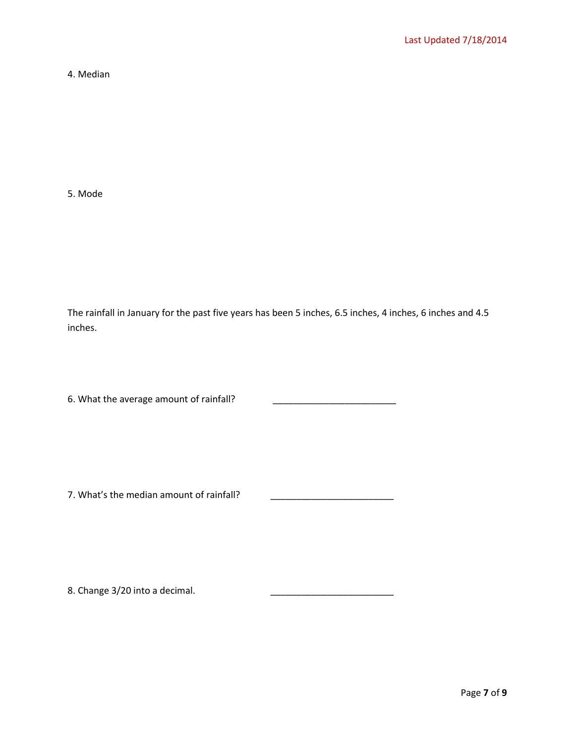4. Median

5. Mode

The rainfall in January for the past five years has been 5 inches, 6.5 inches, 4 inches, 6 inches and 4.5 inches.

6. What the average amount of rainfall? ________________________

7. What's the median amount of rainfall? ________________________

8. Change 3/20 into a decimal. ________________________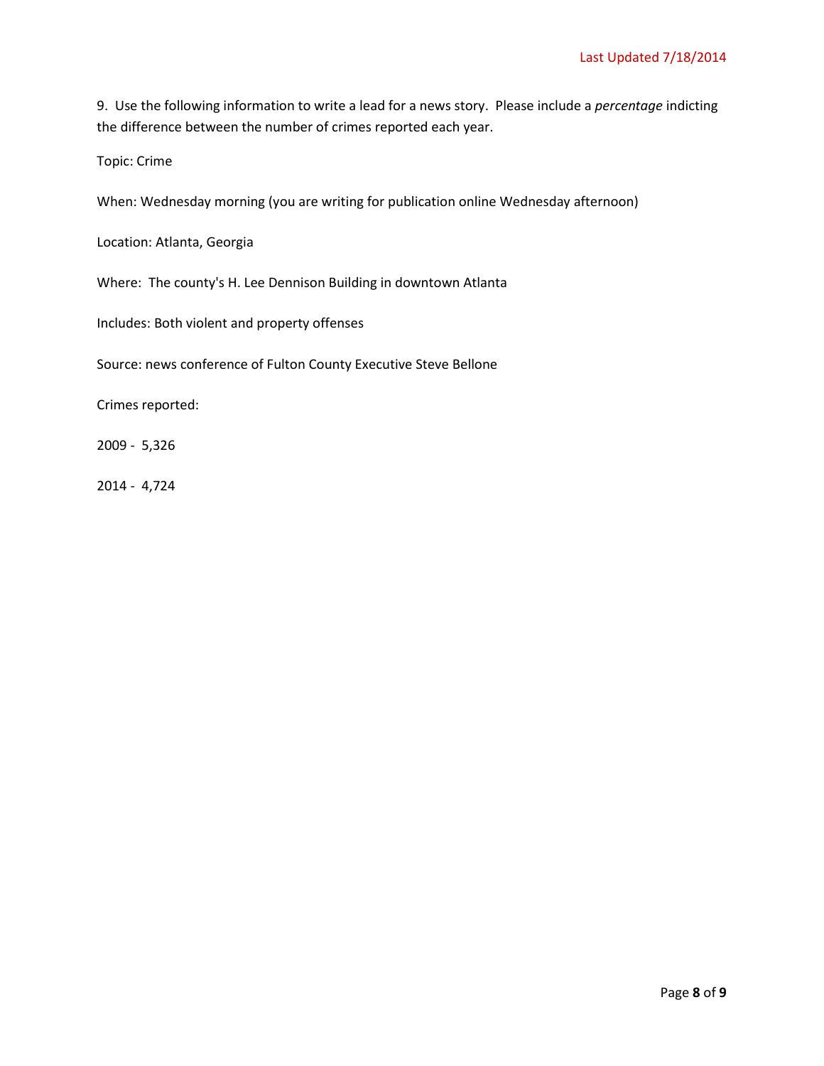9. Use the following information to write a lead for a news story. Please include a *percentage* indicting the difference between the number of crimes reported each year.

Topic: Crime

When: Wednesday morning (you are writing for publication online Wednesday afternoon)

Location: Atlanta, Georgia

Where: The county's H. Lee Dennison Building in downtown Atlanta

Includes: Both violent and property offenses

Source: news conference of Fulton County Executive Steve Bellone

Crimes reported:

2009 - 5,326

2014 - 4,724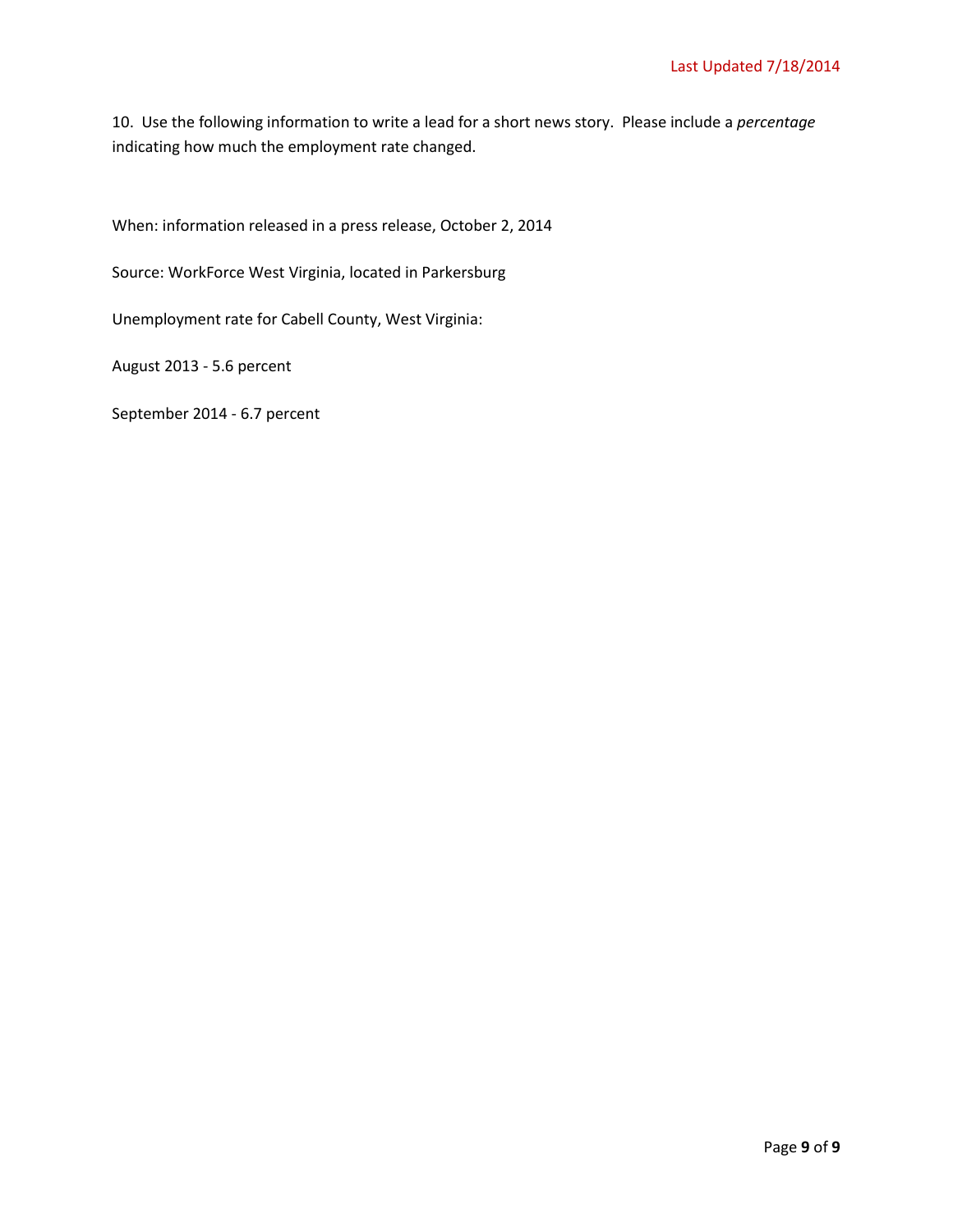10. Use the following information to write a lead for a short news story. Please include a *percentage* indicating how much the employment rate changed.

When: information released in a press release, October 2, 2014

Source: WorkForce West Virginia, located in Parkersburg

Unemployment rate for Cabell County, West Virginia:

August 2013 - 5.6 percent

September 2014 - 6.7 percent